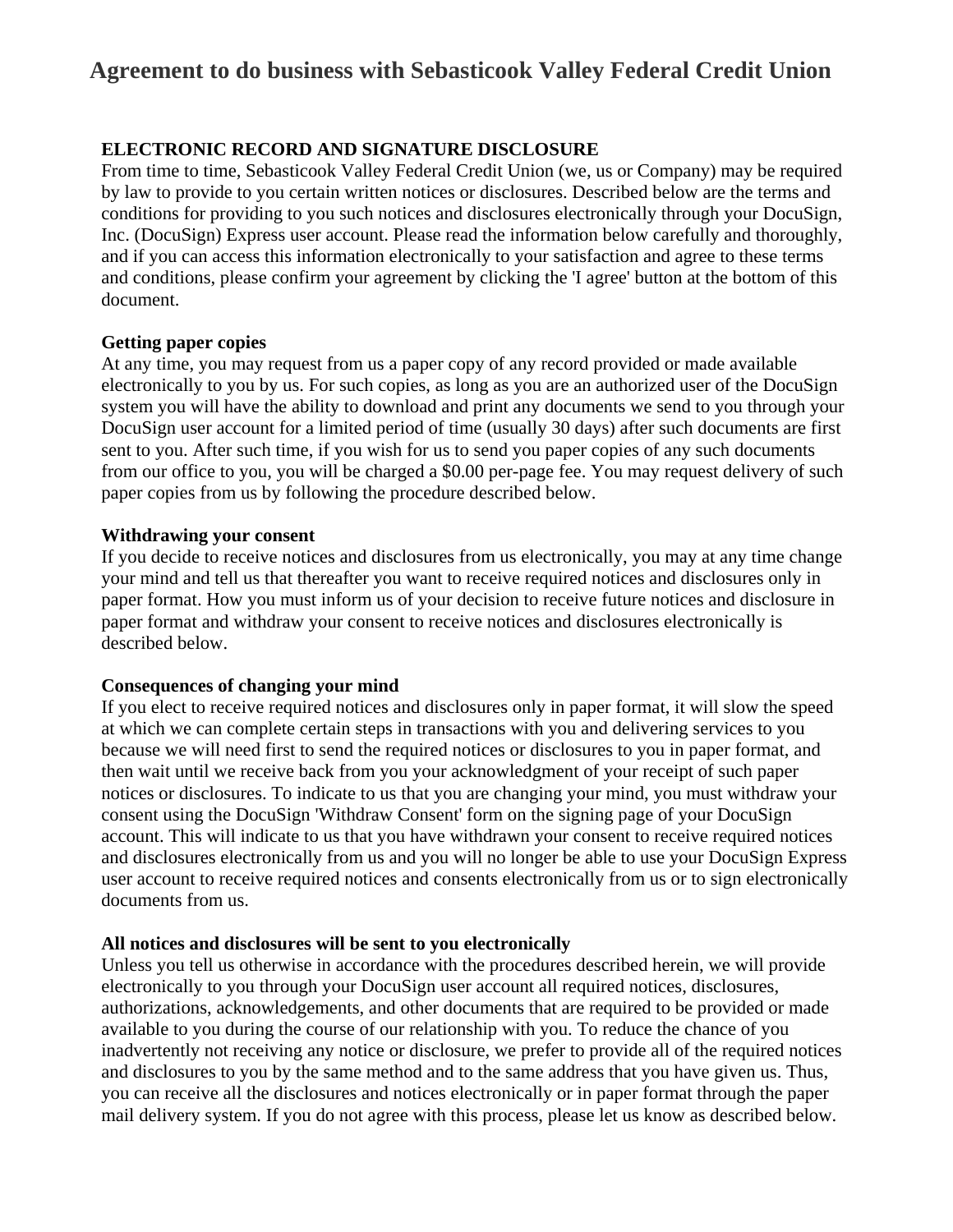# Agreement to do business with Sebasticook Valley Federal Credit Union

**ELECTRONIC RECORD AND SIGNATURE DISCLOSURE**

From time to time, Sebasticook Valley Federal Credit Union (we, us or Company) may be required by law to provide to you certain written notices or disclosures. Described below are the terms and conditions for providing to you such notices and disclosures electronically through your DocuSign, Inc. (DocuSign) Express user account. Please read the information below carefully and thoroughly, and if you can access this information electronically to your satisfaction and agree to these terms and conditions, please confirm your agreement by clicking the 'I agree' button at the bottom of this document.

**Getting paper copies**

At any time, you may request from us a paper copy of any record provided or made available electronically to you by us. For such copies, as long as you are an authorized user of the DocuSign system you will have the ability to download and print any documents we send to you through your DocuSign user account for a limited period of time (usually 30 days) after such documents are first sent to you. After such time, if you wish for us to send you paper copies of any such documents from our office to you, you will be charged a $0.00 per-page fee. You may request delivery of such paper copies from us by following the procedure described below.

**Withdrawing your consent**

If you decide to receive notices and disclosures from us electronically, you may at any time change your mind and tell us that thereafter you want to receive required notices and disclosures only in paper format. How you must inform us of your decision to receive future notices and disclosure in paper format and withdraw your consent to receive notices and disclosures electronically is described below.

**Consequences of changing your mind**

If you elect to receive required notices and disclosures only in paper format, it will slow the speed at which we can complete certain steps in transactions with you and delivering services to you because we will need first to send the required notices or disclosures to you in paper format, and then wait until we receive back from you your acknowledgment of your receipt of such paper notices or disclosures. To indicate to us that you are changing your mind, you must withdraw your consent using the DocuSign 'Withdraw Consent' form on the signing page of your DocuSign account. This will indicate to us that you have withdrawn your consent to receive required notices and disclosures electronically from us and you will no longer be able to use your DocuSign Express user account to receive required notices and consents electronically from us or to sign electronically documents from us.

**All notices and disclosures will be sent to you electronically**

Unless you tell us otherwise in accordance with the procedures described herein, we will provide electronically to you through your DocuSign user account all required notices, disclosures, authorizations, acknowledgements, and other documents that are required to be provided or made available to you during the course of our relationship with you. To reduce the chance of you inadvertently not receiving any notice or disclosure, we prefer to provide all of the required notices and disclosures to you by the same method and to the same address that you have given us. Thus, you can receive all the disclosures and notices electronically or in paper format through the paper mail delivery system. If you do not agree with this process, please let us know as described below.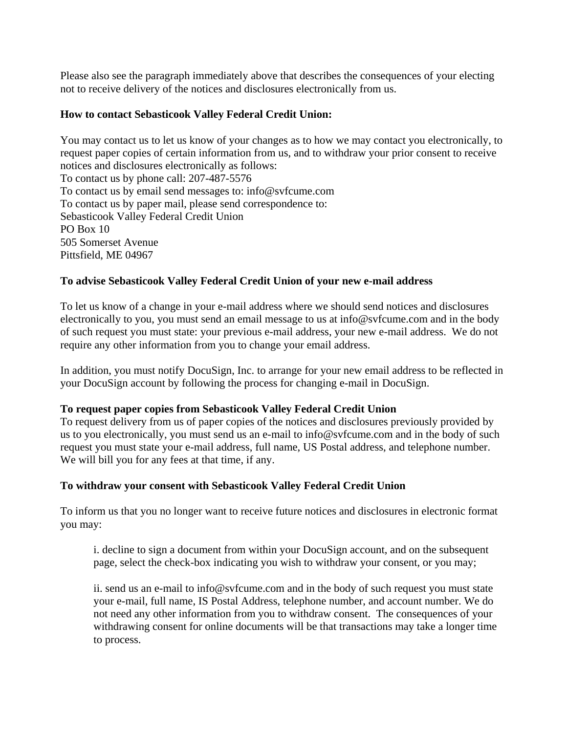Please also see the paragraph immediately above that describes the consequences of your electing not to receive delivery of the notices and disclosures electronically from us.

**How to contact Sebasticook Valley Federal Credit Union:**

You may contact us to let us know of your changes as to how we may contact you electronically, to request paper copies of certain information from us, and to withdraw your prior consent to receive notices and disclosures electronically as follows:
To contact us by phone call: 207-487-5576
To contact us by email send messages to: info@svfcume.com
To contact us by paper mail, please send correspondence to:
Sebasticook Valley Federal Credit Union
PO Box 10
505 Somerset Avenue
Pittsfield, ME 04967

**To advise Sebasticook Valley Federal Credit Union of your new e-mail address**

To let us know of a change in your e-mail address where we should send notices and disclosures electronically to you, you must send an email message to us at info@svfcume.com and in the body of such request you must state: your previous e-mail address, your new e-mail address. We do not require any other information from you to change your email address.

In addition, you must notify DocuSign, Inc. to arrange for your new email address to be reflected in your DocuSign account by following the process for changing e-mail in DocuSign.

**To request paper copies from Sebasticook Valley Federal Credit Union**

To request delivery from us of paper copies of the notices and disclosures previously provided by us to you electronically, you must send us an e-mail to info@svfcume.com and in the body of such request you must state your e-mail address, full name, US Postal address, and telephone number. We will bill you for any fees at that time, if any.

**To withdraw your consent with Sebasticook Valley Federal Credit Union**

To inform us that you no longer want to receive future notices and disclosures in electronic format you may:

> i. decline to sign a document from within your DocuSign account, and on the subsequent page, select the check-box indicating you wish to withdraw your consent, or you may;
>
> ii. send us an e-mail to info@svfcume.com and in the body of such request you must state your e-mail, full name, IS Postal Address, telephone number, and account number. We do not need any other information from you to withdraw consent. The consequences of your withdrawing consent for online documents will be that transactions may take a longer time to process.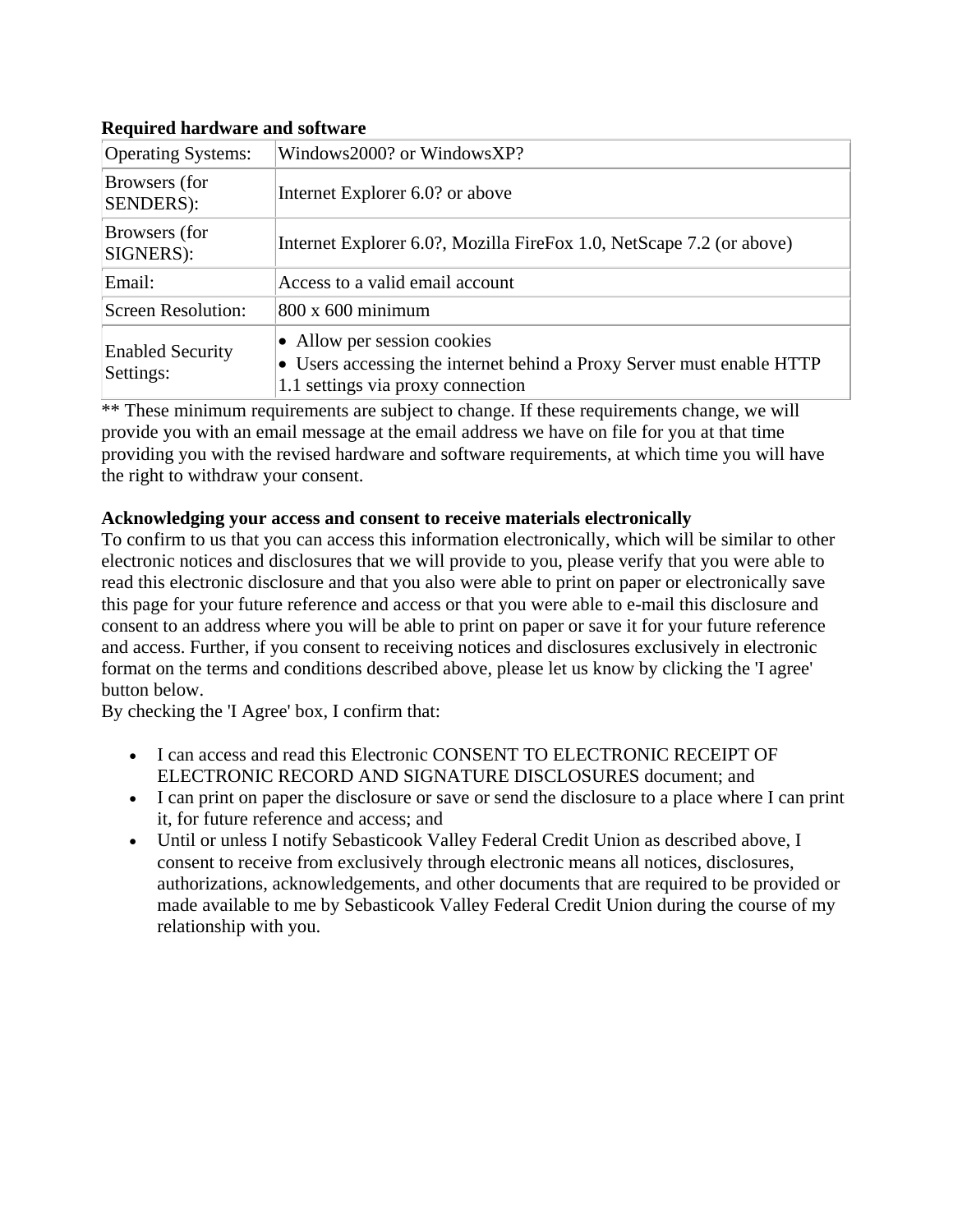**Required hardware and software**

| | |
|---|---|
| Operating Systems: | Windows2000? or WindowsXP? |
| Browsers (for SENDERS): | Internet Explorer 6.0? or above |
| Browsers (for SIGNERS): | Internet Explorer 6.0?, Mozilla FireFox 1.0, NetScape 7.2 (or above) |
| Email: | Access to a valid email account |
| Screen Resolution: | 800 x 600 minimum |
| Enabled Security Settings: | • Allow per session cookies<br>• Users accessing the internet behind a Proxy Server must enable HTTP 1.1 settings via proxy connection |

** These minimum requirements are subject to change. If these requirements change, we will provide you with an email message at the email address we have on file for you at that time providing you with the revised hardware and software requirements, at which time you will have the right to withdraw your consent.

**Acknowledging your access and consent to receive materials electronically**

To confirm to us that you can access this information electronically, which will be similar to other electronic notices and disclosures that we will provide to you, please verify that you were able to read this electronic disclosure and that you also were able to print on paper or electronically save this page for your future reference and access or that you were able to e-mail this disclosure and consent to an address where you will be able to print on paper or save it for your future reference and access. Further, if you consent to receiving notices and disclosures exclusively in electronic format on the terms and conditions described above, please let us know by clicking the 'I agree' button below.

By checking the 'I Agree' box, I confirm that:

- I can access and read this Electronic CONSENT TO ELECTRONIC RECEIPT OF ELECTRONIC RECORD AND SIGNATURE DISCLOSURES document; and
- I can print on paper the disclosure or save or send the disclosure to a place where I can print it, for future reference and access; and
- Until or unless I notify Sebasticook Valley Federal Credit Union as described above, I consent to receive from exclusively through electronic means all notices, disclosures, authorizations, acknowledgements, and other documents that are required to be provided or made available to me by Sebasticook Valley Federal Credit Union during the course of my relationship with you.